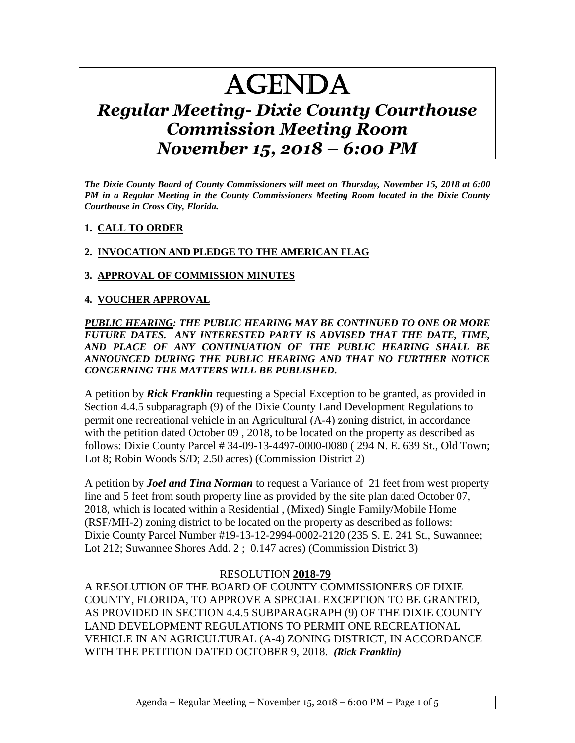# AGENDA

## *Regular Meeting- Dixie County Courthouse Commission Meeting Room November 15, 2018 – 6:00 PM*

***The Dixie County Board of County Commissioners will meet on Thursday, November 15, 2018 at 6:00 PM in a Regular Meeting in the County Commissioners Meeting Room located in the Dixie County Courthouse in Cross City, Florida.***

1. **CALL TO ORDER**

2. **INVOCATION AND PLEDGE TO THE AMERICAN FLAG**

3. **APPROVAL OF COMMISSION MINUTES**

4. **VOUCHER APPROVAL**

***PUBLIC HEARING: THE PUBLIC HEARING MAY BE CONTINUED TO ONE OR MORE FUTURE DATES. ANY INTERESTED PARTY IS ADVISED THAT THE DATE, TIME, AND PLACE OF ANY CONTINUATION OF THE PUBLIC HEARING SHALL BE ANNOUNCED DURING THE PUBLIC HEARING AND THAT NO FURTHER NOTICE CONCERNING THE MATTERS WILL BE PUBLISHED.***

A petition by ***Rick Franklin*** requesting a Special Exception to be granted, as provided in Section 4.4.5 subparagraph (9) of the Dixie County Land Development Regulations to permit one recreational vehicle in an Agricultural (A-4) zoning district, in accordance with the petition dated October 09 , 2018, to be located on the property as described as follows: Dixie County Parcel # 34-09-13-4497-0000-0080 ( 294 N. E. 639 St., Old Town; Lot 8; Robin Woods S/D; 2.50 acres) (Commission District 2)

A petition by ***Joel and Tina Norman*** to request a Variance of 21 feet from west property line and 5 feet from south property line as provided by the site plan dated October 07, 2018, which is located within a Residential , (Mixed) Single Family/Mobile Home (RSF/MH-2) zoning district to be located on the property as described as follows: Dixie County Parcel Number #19-13-12-2994-0002-2120 (235 S. E. 241 St., Suwannee; Lot 212; Suwannee Shores Add. 2 ; 0.147 acres) (Commission District 3)

RESOLUTION **2018-79**

A RESOLUTION OF THE BOARD OF COUNTY COMMISSIONERS OF DIXIE COUNTY, FLORIDA, TO APPROVE A SPECIAL EXCEPTION TO BE GRANTED, AS PROVIDED IN SECTION 4.4.5 SUBPARAGRAPH (9) OF THE DIXIE COUNTY LAND DEVELOPMENT REGULATIONS TO PERMIT ONE RECREATIONAL VEHICLE IN AN AGRICULTURAL (A-4) ZONING DISTRICT, IN ACCORDANCE WITH THE PETITION DATED OCTOBER 9, 2018. ***(Rick Franklin)***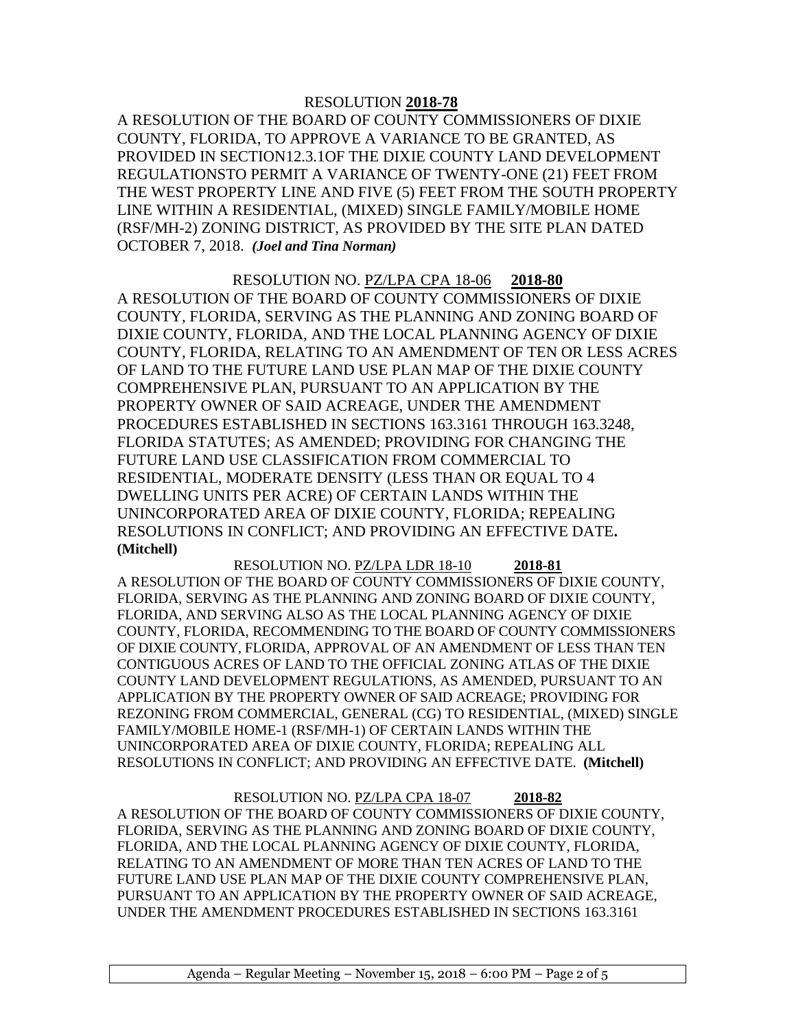RESOLUTION **2018-78**

A RESOLUTION OF THE BOARD OF COUNTY COMMISSIONERS OF DIXIE COUNTY, FLORIDA, TO APPROVE A VARIANCE TO BE GRANTED, AS PROVIDED IN SECTION12.3.1OF THE DIXIE COUNTY LAND DEVELOPMENT REGULATIONSTO PERMIT A VARIANCE OF TWENTY-ONE (21) FEET FROM THE WEST PROPERTY LINE AND FIVE (5) FEET FROM THE SOUTH PROPERTY LINE WITHIN A RESIDENTIAL, (MIXED) SINGLE FAMILY/MOBILE HOME (RSF/MH-2) ZONING DISTRICT, AS PROVIDED BY THE SITE PLAN DATED OCTOBER 7, 2018. ***(Joel and Tina Norman)***

RESOLUTION NO. PZ/LPA CPA 18-06 **2018-80**

A RESOLUTION OF THE BOARD OF COUNTY COMMISSIONERS OF DIXIE COUNTY, FLORIDA, SERVING AS THE PLANNING AND ZONING BOARD OF DIXIE COUNTY, FLORIDA, AND THE LOCAL PLANNING AGENCY OF DIXIE COUNTY, FLORIDA, RELATING TO AN AMENDMENT OF TEN OR LESS ACRES OF LAND TO THE FUTURE LAND USE PLAN MAP OF THE DIXIE COUNTY COMPREHENSIVE PLAN, PURSUANT TO AN APPLICATION BY THE PROPERTY OWNER OF SAID ACREAGE, UNDER THE AMENDMENT PROCEDURES ESTABLISHED IN SECTIONS 163.3161 THROUGH 163.3248, FLORIDA STATUTES; AS AMENDED; PROVIDING FOR CHANGING THE FUTURE LAND USE CLASSIFICATION FROM COMMERCIAL TO RESIDENTIAL, MODERATE DENSITY (LESS THAN OR EQUAL TO 4 DWELLING UNITS PER ACRE) OF CERTAIN LANDS WITHIN THE UNINCORPORATED AREA OF DIXIE COUNTY, FLORIDA; REPEALING RESOLUTIONS IN CONFLICT; AND PROVIDING AN EFFECTIVE DATE. **(Mitchell)**

RESOLUTION NO. PZ/LPA LDR 18-10 **2018-81**

A RESOLUTION OF THE BOARD OF COUNTY COMMISSIONERS OF DIXIE COUNTY, FLORIDA, SERVING AS THE PLANNING AND ZONING BOARD OF DIXIE COUNTY, FLORIDA, AND SERVING ALSO AS THE LOCAL PLANNING AGENCY OF DIXIE COUNTY, FLORIDA, RECOMMENDING TO THE BOARD OF COUNTY COMMISSIONERS OF DIXIE COUNTY, FLORIDA, APPROVAL OF AN AMENDMENT OF LESS THAN TEN CONTIGUOUS ACRES OF LAND TO THE OFFICIAL ZONING ATLAS OF THE DIXIE COUNTY LAND DEVELOPMENT REGULATIONS, AS AMENDED, PURSUANT TO AN APPLICATION BY THE PROPERTY OWNER OF SAID ACREAGE; PROVIDING FOR REZONING FROM COMMERCIAL, GENERAL (CG) TO RESIDENTIAL, (MIXED) SINGLE FAMILY/MOBILE HOME-1 (RSF/MH-1) OF CERTAIN LANDS WITHIN THE UNINCORPORATED AREA OF DIXIE COUNTY, FLORIDA; REPEALING ALL RESOLUTIONS IN CONFLICT; AND PROVIDING AN EFFECTIVE DATE. **(Mitchell)**

RESOLUTION NO. PZ/LPA CPA 18-07 **2018-82**

A RESOLUTION OF THE BOARD OF COUNTY COMMISSIONERS OF DIXIE COUNTY, FLORIDA, SERVING AS THE PLANNING AND ZONING BOARD OF DIXIE COUNTY, FLORIDA, AND THE LOCAL PLANNING AGENCY OF DIXIE COUNTY, FLORIDA, RELATING TO AN AMENDMENT OF MORE THAN TEN ACRES OF LAND TO THE FUTURE LAND USE PLAN MAP OF THE DIXIE COUNTY COMPREHENSIVE PLAN, PURSUANT TO AN APPLICATION BY THE PROPERTY OWNER OF SAID ACREAGE, UNDER THE AMENDMENT PROCEDURES ESTABLISHED IN SECTIONS 163.3161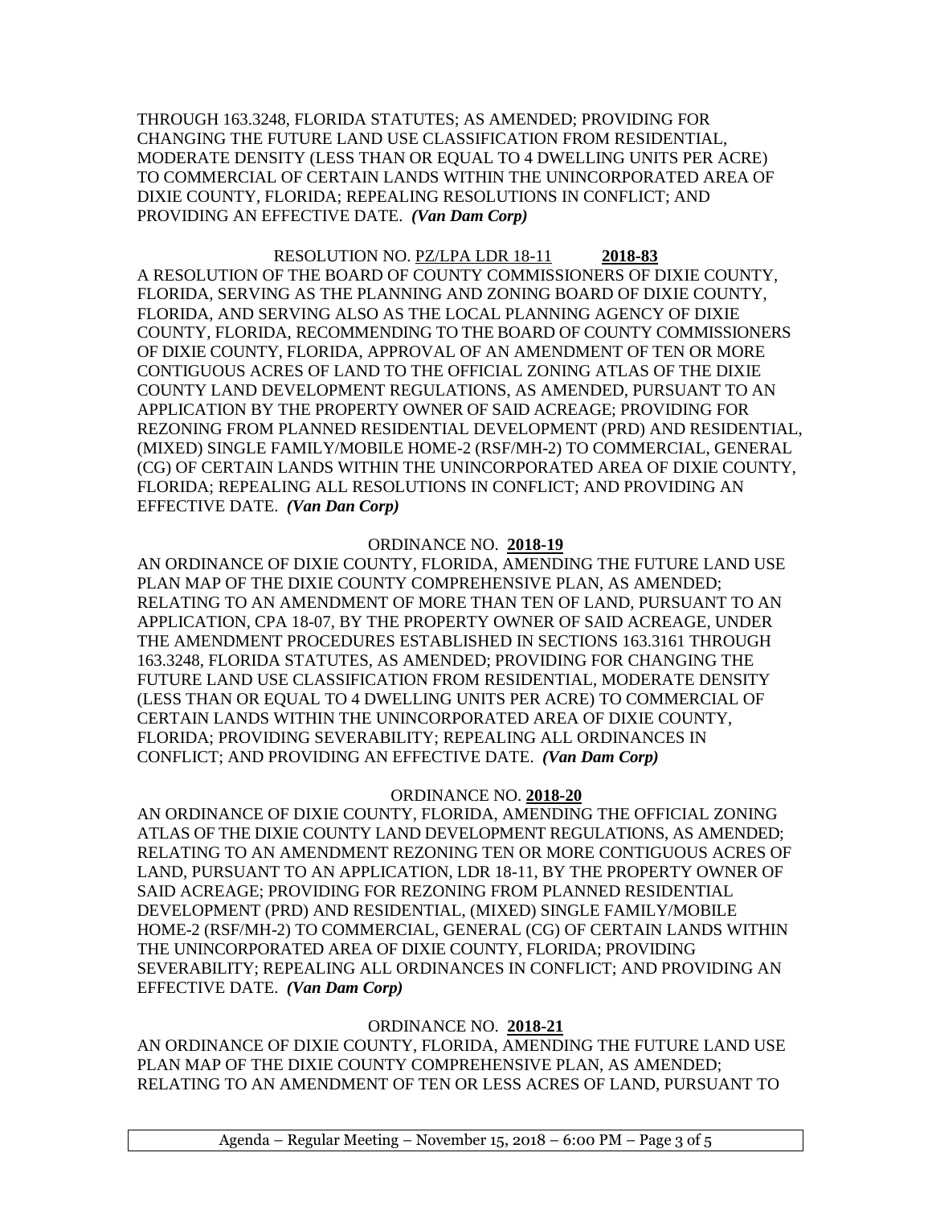THROUGH 163.3248, FLORIDA STATUTES; AS AMENDED; PROVIDING FOR CHANGING THE FUTURE LAND USE CLASSIFICATION FROM RESIDENTIAL, MODERATE DENSITY (LESS THAN OR EQUAL TO 4 DWELLING UNITS PER ACRE) TO COMMERCIAL OF CERTAIN LANDS WITHIN THE UNINCORPORATED AREA OF DIXIE COUNTY, FLORIDA; REPEALING RESOLUTIONS IN CONFLICT; AND PROVIDING AN EFFECTIVE DATE. ***(Van Dam Corp)***

RESOLUTION NO. PZ/LPA LDR 18-11 **2018-83**

A RESOLUTION OF THE BOARD OF COUNTY COMMISSIONERS OF DIXIE COUNTY, FLORIDA, SERVING AS THE PLANNING AND ZONING BOARD OF DIXIE COUNTY, FLORIDA, AND SERVING ALSO AS THE LOCAL PLANNING AGENCY OF DIXIE COUNTY, FLORIDA, RECOMMENDING TO THE BOARD OF COUNTY COMMISSIONERS OF DIXIE COUNTY, FLORIDA, APPROVAL OF AN AMENDMENT OF TEN OR MORE CONTIGUOUS ACRES OF LAND TO THE OFFICIAL ZONING ATLAS OF THE DIXIE COUNTY LAND DEVELOPMENT REGULATIONS, AS AMENDED, PURSUANT TO AN APPLICATION BY THE PROPERTY OWNER OF SAID ACREAGE; PROVIDING FOR REZONING FROM PLANNED RESIDENTIAL DEVELOPMENT (PRD) AND RESIDENTIAL, (MIXED) SINGLE FAMILY/MOBILE HOME-2 (RSF/MH-2) TO COMMERCIAL, GENERAL (CG) OF CERTAIN LANDS WITHIN THE UNINCORPORATED AREA OF DIXIE COUNTY, FLORIDA; REPEALING ALL RESOLUTIONS IN CONFLICT; AND PROVIDING AN EFFECTIVE DATE. ***(Van Dan Corp)***

ORDINANCE NO. **2018-19**

AN ORDINANCE OF DIXIE COUNTY, FLORIDA, AMENDING THE FUTURE LAND USE PLAN MAP OF THE DIXIE COUNTY COMPREHENSIVE PLAN, AS AMENDED; RELATING TO AN AMENDMENT OF MORE THAN TEN OF LAND, PURSUANT TO AN APPLICATION, CPA 18-07, BY THE PROPERTY OWNER OF SAID ACREAGE, UNDER THE AMENDMENT PROCEDURES ESTABLISHED IN SECTIONS 163.3161 THROUGH 163.3248, FLORIDA STATUTES, AS AMENDED; PROVIDING FOR CHANGING THE FUTURE LAND USE CLASSIFICATION FROM RESIDENTIAL, MODERATE DENSITY (LESS THAN OR EQUAL TO 4 DWELLING UNITS PER ACRE) TO COMMERCIAL OF CERTAIN LANDS WITHIN THE UNINCORPORATED AREA OF DIXIE COUNTY, FLORIDA; PROVIDING SEVERABILITY; REPEALING ALL ORDINANCES IN CONFLICT; AND PROVIDING AN EFFECTIVE DATE. ***(Van Dam Corp)***

ORDINANCE NO. **2018-20**

AN ORDINANCE OF DIXIE COUNTY, FLORIDA, AMENDING THE OFFICIAL ZONING ATLAS OF THE DIXIE COUNTY LAND DEVELOPMENT REGULATIONS, AS AMENDED; RELATING TO AN AMENDMENT REZONING TEN OR MORE CONTIGUOUS ACRES OF LAND, PURSUANT TO AN APPLICATION, LDR 18-11, BY THE PROPERTY OWNER OF SAID ACREAGE; PROVIDING FOR REZONING FROM PLANNED RESIDENTIAL DEVELOPMENT (PRD) AND RESIDENTIAL, (MIXED) SINGLE FAMILY/MOBILE HOME-2 (RSF/MH-2) TO COMMERCIAL, GENERAL (CG) OF CERTAIN LANDS WITHIN THE UNINCORPORATED AREA OF DIXIE COUNTY, FLORIDA; PROVIDING SEVERABILITY; REPEALING ALL ORDINANCES IN CONFLICT; AND PROVIDING AN EFFECTIVE DATE. ***(Van Dam Corp)***

ORDINANCE NO. **2018-21**

AN ORDINANCE OF DIXIE COUNTY, FLORIDA, AMENDING THE FUTURE LAND USE PLAN MAP OF THE DIXIE COUNTY COMPREHENSIVE PLAN, AS AMENDED; RELATING TO AN AMENDMENT OF TEN OR LESS ACRES OF LAND, PURSUANT TO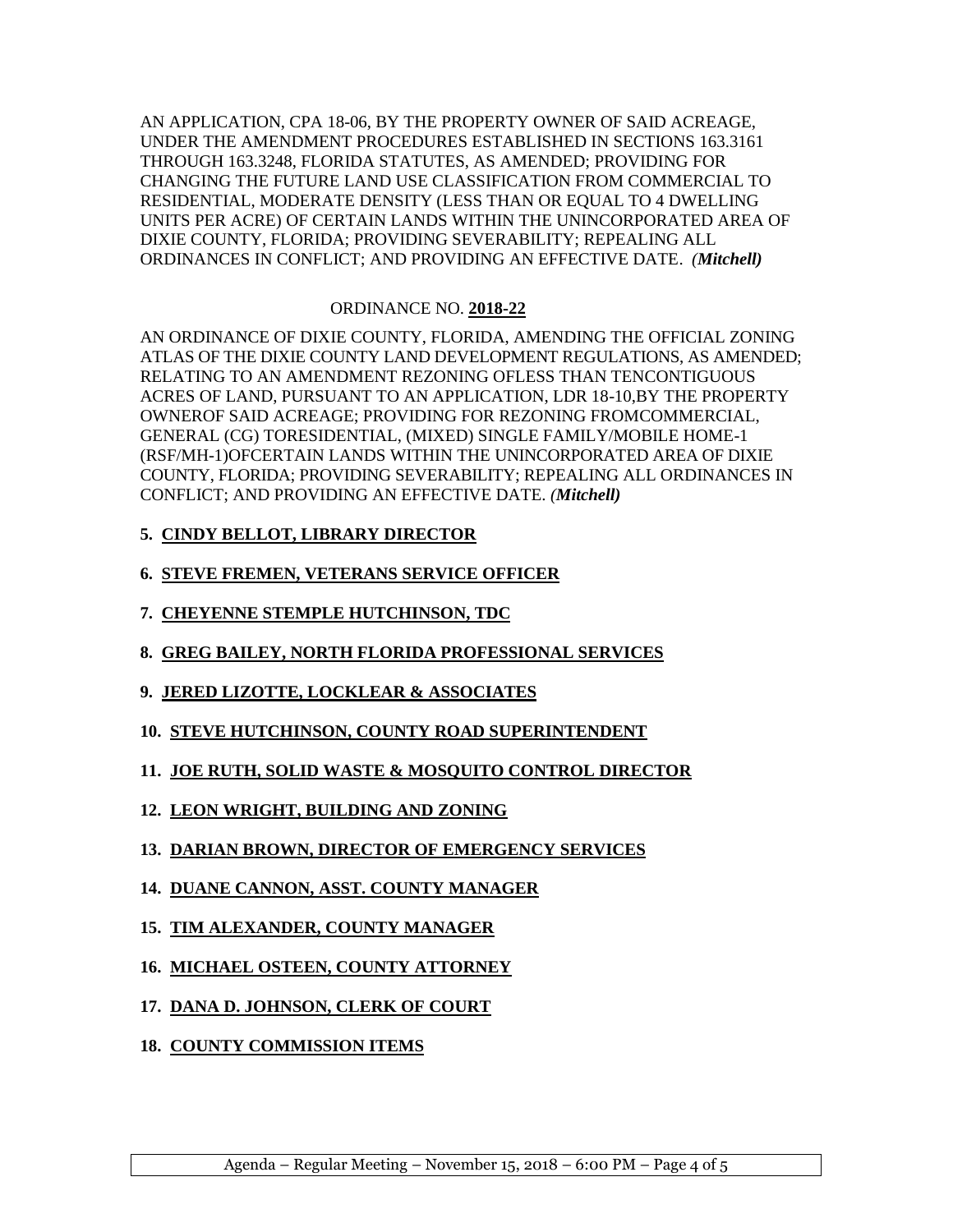AN APPLICATION, CPA 18-06, BY THE PROPERTY OWNER OF SAID ACREAGE, UNDER THE AMENDMENT PROCEDURES ESTABLISHED IN SECTIONS 163.3161 THROUGH 163.3248, FLORIDA STATUTES, AS AMENDED; PROVIDING FOR CHANGING THE FUTURE LAND USE CLASSIFICATION FROM COMMERCIAL TO RESIDENTIAL, MODERATE DENSITY (LESS THAN OR EQUAL TO 4 DWELLING UNITS PER ACRE) OF CERTAIN LANDS WITHIN THE UNINCORPORATED AREA OF DIXIE COUNTY, FLORIDA; PROVIDING SEVERABILITY; REPEALING ALL ORDINANCES IN CONFLICT; AND PROVIDING AN EFFECTIVE DATE. ***(Mitchell)***

ORDINANCE NO. **2018-22**

AN ORDINANCE OF DIXIE COUNTY, FLORIDA, AMENDING THE OFFICIAL ZONING ATLAS OF THE DIXIE COUNTY LAND DEVELOPMENT REGULATIONS, AS AMENDED; RELATING TO AN AMENDMENT REZONING OFLESS THAN TENCONTIGUOUS ACRES OF LAND, PURSUANT TO AN APPLICATION, LDR 18-10,BY THE PROPERTY OWNEROF SAID ACREAGE; PROVIDING FOR REZONING FROMCOMMERCIAL, GENERAL (CG) TORESIDENTIAL, (MIXED) SINGLE FAMILY/MOBILE HOME-1 (RSF/MH-1)OFCERTAIN LANDS WITHIN THE UNINCORPORATED AREA OF DIXIE COUNTY, FLORIDA; PROVIDING SEVERABILITY; REPEALING ALL ORDINANCES IN CONFLICT; AND PROVIDING AN EFFECTIVE DATE. ***(Mitchell)***

5. **CINDY BELLOT, LIBRARY DIRECTOR**

6. **STEVE FREMEN, VETERANS SERVICE OFFICER**

7. **CHEYENNE STEMPLE HUTCHINSON, TDC**

8. **GREG BAILEY, NORTH FLORIDA PROFESSIONAL SERVICES**

9. **JERED LIZOTTE, LOCKLEAR & ASSOCIATES**

10. **STEVE HUTCHINSON, COUNTY ROAD SUPERINTENDENT**

11. **JOE RUTH, SOLID WASTE & MOSQUITO CONTROL DIRECTOR**

12. **LEON WRIGHT, BUILDING AND ZONING**

13. **DARIAN BROWN, DIRECTOR OF EMERGENCY SERVICES**

14. **DUANE CANNON, ASST. COUNTY MANAGER**

15. **TIM ALEXANDER, COUNTY MANAGER**

16. **MICHAEL OSTEEN, COUNTY ATTORNEY**

17. **DANA D. JOHNSON, CLERK OF COURT**

18. **COUNTY COMMISSION ITEMS**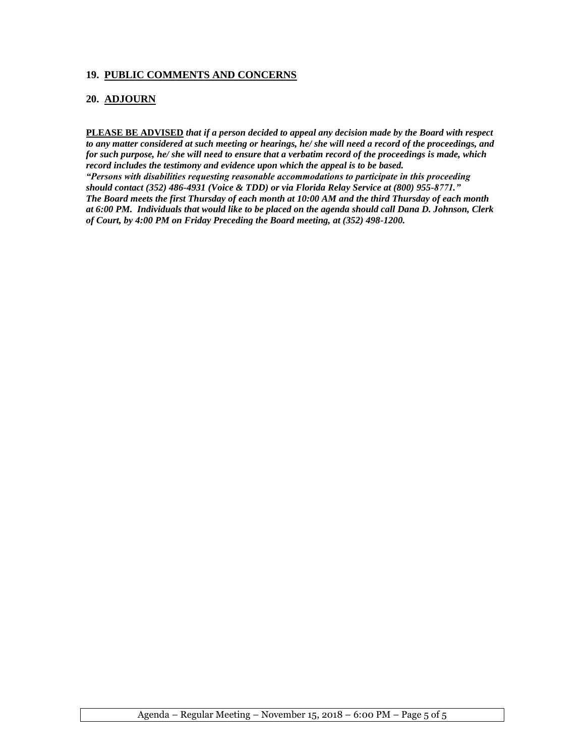**19. PUBLIC COMMENTS AND CONCERNS**

**20. ADJOURN**

**PLEASE BE ADVISED** ***that if a person decided to appeal any decision made by the Board with respect to any matter considered at such meeting or hearings, he/ she will need a record of the proceedings, and for such purpose, he/ she will need to ensure that a verbatim record of the proceedings is made, which record includes the testimony and evidence upon which the appeal is to be based.***
***"Persons with disabilities requesting reasonable accommodations to participate in this proceeding should contact (352) 486-4931 (Voice & TDD) or via Florida Relay Service at (800) 955-8771."***
***The Board meets the first Thursday of each month at 10:00 AM and the third Thursday of each month at 6:00 PM. Individuals that would like to be placed on the agenda should call Dana D. Johnson, Clerk of Court, by 4:00 PM on Friday Preceding the Board meeting, at (352) 498-1200.***